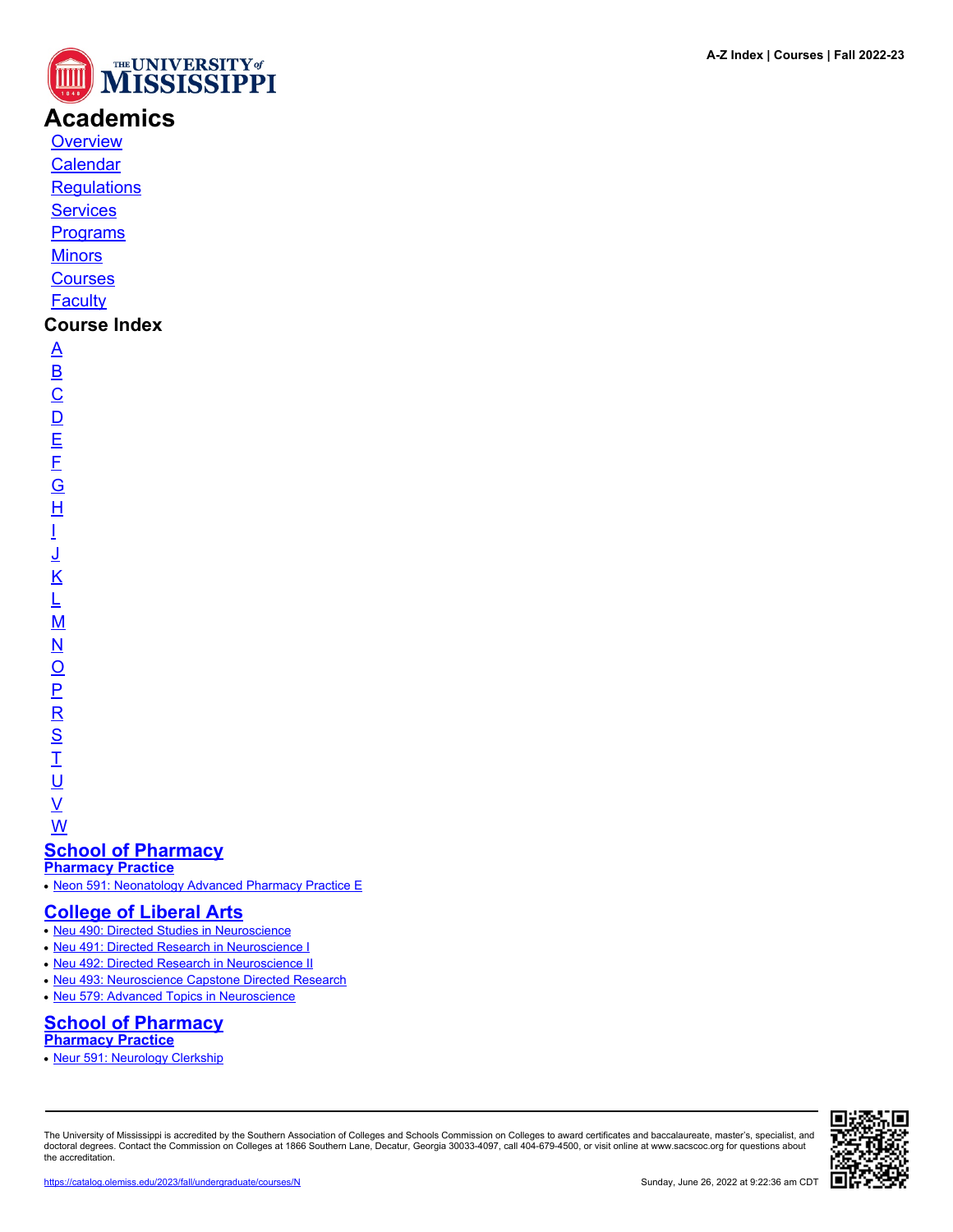# Academics

- Overview
- Calendar
- Regulations
- Services
- Programs
- Minors
- Courses
- Faculty

## Course Index

- A
- B
- C
- D
- E
- F
- G
- H
- I
- J
- K
- L
- M
- N
- O
- P
- R
- S
- T
- U
- V
- W

## School of Pharmacy

### Pharmacy Practice

- Neon 591: Neonatology Advanced Pharmacy Practice E

## College of Liberal Arts

- Neu 490: Directed Studies in Neuroscience
- Neu 491: Directed Research in Neuroscience I
- Neu 492: Directed Research in Neuroscience II
- Neu 493: Neuroscience Capstone Directed Research
- Neu 579: Advanced Topics in Neuroscience

## School of Pharmacy

### Pharmacy Practice

- Neur 591: Neurology Clerkship

The University of Mississippi is accredited by the Southern Association of Colleges and Schools Commission on Colleges to award certificates and baccalaureate, master's, specialist, and doctoral degrees. Contact the Commission on Colleges at 1866 Southern Lane, Decatur, Georgia 30033-4097, call 404-679-4500, or visit online at www.sacscoc.org for questions about the accreditation.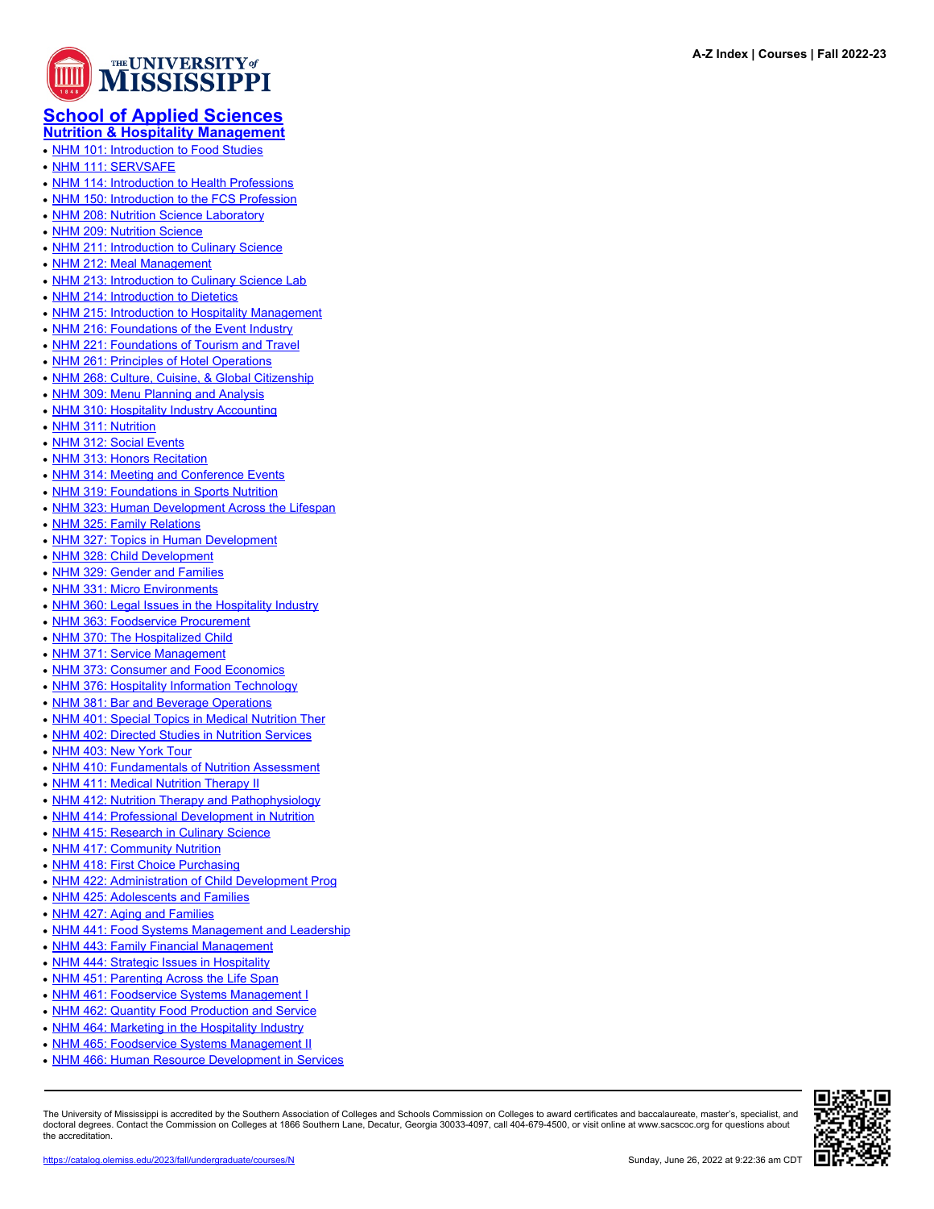# School of Applied Sciences

## Nutrition & Hospitality Management

- NHM 101: Introduction to Food Studies
- NHM 111: SERVSAFE
- NHM 114: Introduction to Health Professions
- NHM 150: Introduction to the FCS Profession
- NHM 208: Nutrition Science Laboratory
- NHM 209: Nutrition Science
- NHM 211: Introduction to Culinary Science
- NHM 212: Meal Management
- NHM 213: Introduction to Culinary Science Lab
- NHM 214: Introduction to Dietetics
- NHM 215: Introduction to Hospitality Management
- NHM 216: Foundations of the Event Industry
- NHM 221: Foundations of Tourism and Travel
- NHM 261: Principles of Hotel Operations
- NHM 268: Culture, Cuisine, & Global Citizenship
- NHM 309: Menu Planning and Analysis
- NHM 310: Hospitality Industry Accounting
- NHM 311: Nutrition
- NHM 312: Social Events
- NHM 313: Honors Recitation
- NHM 314: Meeting and Conference Events
- NHM 319: Foundations in Sports Nutrition
- NHM 323: Human Development Across the Lifespan
- NHM 325: Family Relations
- NHM 327: Topics in Human Development
- NHM 328: Child Development
- NHM 329: Gender and Families
- NHM 331: Micro Environments
- NHM 360: Legal Issues in the Hospitality Industry
- NHM 363: Foodservice Procurement
- NHM 370: The Hospitalized Child
- NHM 371: Service Management
- NHM 373: Consumer and Food Economics
- NHM 376: Hospitality Information Technology
- NHM 381: Bar and Beverage Operations
- NHM 401: Special Topics in Medical Nutrition Ther
- NHM 402: Directed Studies in Nutrition Services
- NHM 403: New York Tour
- NHM 410: Fundamentals of Nutrition Assessment
- NHM 411: Medical Nutrition Therapy II
- NHM 412: Nutrition Therapy and Pathophysiology
- NHM 414: Professional Development in Nutrition
- NHM 415: Research in Culinary Science
- NHM 417: Community Nutrition
- NHM 418: First Choice Purchasing
- NHM 422: Administration of Child Development Prog
- NHM 425: Adolescents and Families
- NHM 427: Aging and Families
- NHM 441: Food Systems Management and Leadership
- NHM 443: Family Financial Management
- NHM 444: Strategic Issues in Hospitality
- NHM 451: Parenting Across the Life Span
- NHM 461: Foodservice Systems Management I
- NHM 462: Quantity Food Production and Service
- NHM 464: Marketing in the Hospitality Industry
- NHM 465: Foodservice Systems Management II
- NHM 466: Human Resource Development in Services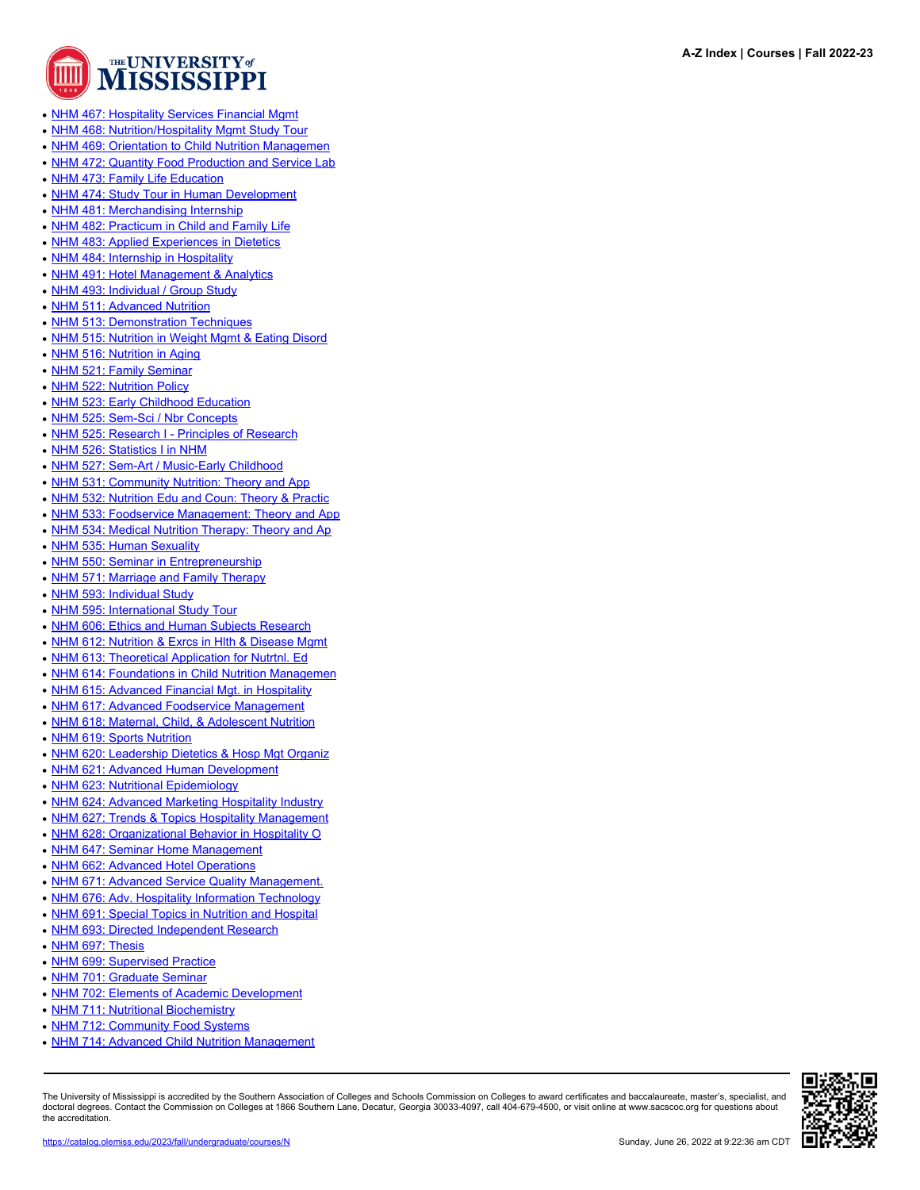- NHM 467: Hospitality Services Financial Mgmt
- NHM 468: Nutrition/Hospitality Mgmt Study Tour
- NHM 469: Orientation to Child Nutrition Managemen
- NHM 472: Quantity Food Production and Service Lab
- NHM 473: Family Life Education
- NHM 474: Study Tour in Human Development
- NHM 481: Merchandising Internship
- NHM 482: Practicum in Child and Family Life
- NHM 483: Applied Experiences in Dietetics
- NHM 484: Internship in Hospitality
- NHM 491: Hotel Management & Analytics
- NHM 493: Individual / Group Study
- NHM 511: Advanced Nutrition
- NHM 513: Demonstration Techniques
- NHM 515: Nutrition in Weight Mgmt & Eating Disord
- NHM 516: Nutrition in Aging
- NHM 521: Family Seminar
- NHM 522: Nutrition Policy
- NHM 523: Early Childhood Education
- NHM 525: Sem-Sci / Nbr Concepts
- NHM 525: Research I - Principles of Research
- NHM 526: Statistics I in NHM
- NHM 527: Sem-Art / Music-Early Childhood
- NHM 531: Community Nutrition: Theory and App
- NHM 532: Nutrition Edu and Coun: Theory & Practic
- NHM 533: Foodservice Management: Theory and App
- NHM 534: Medical Nutrition Therapy: Theory and Ap
- NHM 535: Human Sexuality
- NHM 550: Seminar in Entrepreneurship
- NHM 571: Marriage and Family Therapy
- NHM 593: Individual Study
- NHM 595: International Study Tour
- NHM 606: Ethics and Human Subjects Research
- NHM 612: Nutrition & Exrcs in Hlth & Disease Mgmt
- NHM 613: Theoretical Application for Nutrtnl. Ed
- NHM 614: Foundations in Child Nutrition Managemen
- NHM 615: Advanced Financial Mgt. in Hospitality
- NHM 617: Advanced Foodservice Management
- NHM 618: Maternal, Child, & Adolescent Nutrition
- NHM 619: Sports Nutrition
- NHM 620: Leadership Dietetics & Hosp Mgt Organiz
- NHM 621: Advanced Human Development
- NHM 623: Nutritional Epidemiology
- NHM 624: Advanced Marketing Hospitality Industry
- NHM 627: Trends & Topics Hospitality Management
- NHM 628: Organizational Behavior in Hospitality O
- NHM 647: Seminar Home Management
- NHM 662: Advanced Hotel Operations
- NHM 671: Advanced Service Quality Management.
- NHM 676: Adv. Hospitality Information Technology
- NHM 691: Special Topics in Nutrition and Hospital
- NHM 693: Directed Independent Research
- NHM 697: Thesis
- NHM 699: Supervised Practice
- NHM 701: Graduate Seminar
- NHM 702: Elements of Academic Development
- NHM 711: Nutritional Biochemistry
- NHM 712: Community Food Systems
- NHM 714: Advanced Child Nutrition Management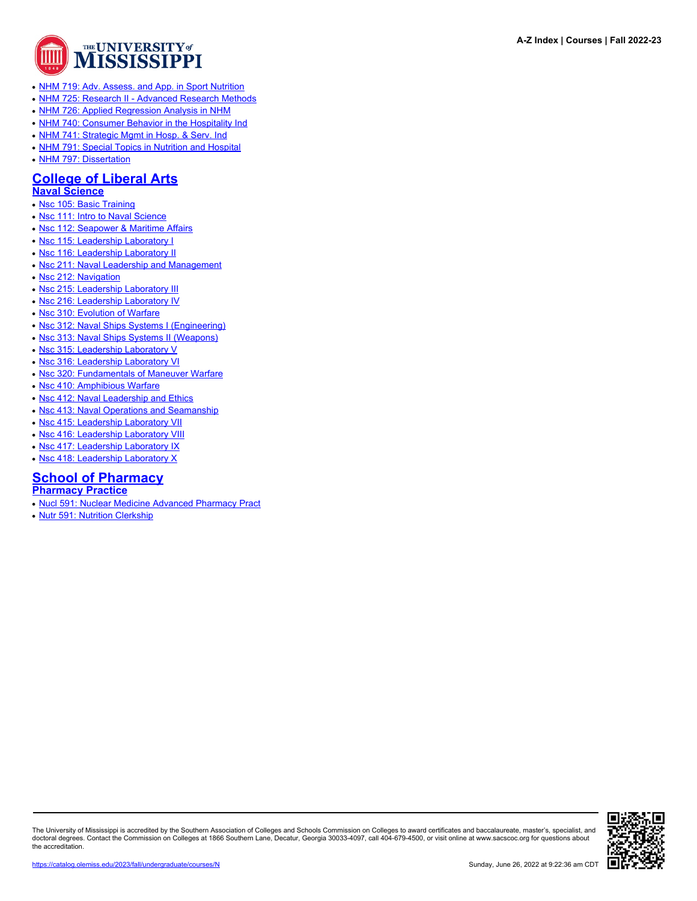- NHM 719: Adv. Assess. and App. in Sport Nutrition
- NHM 725: Research II - Advanced Research Methods
- NHM 726: Applied Regression Analysis in NHM
- NHM 740: Consumer Behavior in the Hospitality Ind
- NHM 741: Strategic Mgmt in Hosp. & Serv. Ind
- NHM 791: Special Topics in Nutrition and Hospital
- NHM 797: Dissertation

## College of Liberal Arts

### Naval Science

- Nsc 105: Basic Training
- Nsc 111: Intro to Naval Science
- Nsc 112: Seapower & Maritime Affairs
- Nsc 115: Leadership Laboratory I
- Nsc 116: Leadership Laboratory II
- Nsc 211: Naval Leadership and Management
- Nsc 212: Navigation
- Nsc 215: Leadership Laboratory III
- Nsc 216: Leadership Laboratory IV
- Nsc 310: Evolution of Warfare
- Nsc 312: Naval Ships Systems I (Engineering)
- Nsc 313: Naval Ships Systems II (Weapons)
- Nsc 315: Leadership Laboratory V
- Nsc 316: Leadership Laboratory VI
- Nsc 320: Fundamentals of Maneuver Warfare
- Nsc 410: Amphibious Warfare
- Nsc 412: Naval Leadership and Ethics
- Nsc 413: Naval Operations and Seamanship
- Nsc 415: Leadership Laboratory VII
- Nsc 416: Leadership Laboratory VIII
- Nsc 417: Leadership Laboratory IX
- Nsc 418: Leadership Laboratory X

## School of Pharmacy

### Pharmacy Practice

- Nucl 591: Nuclear Medicine Advanced Pharmacy Pract
- Nutr 591: Nutrition Clerkship